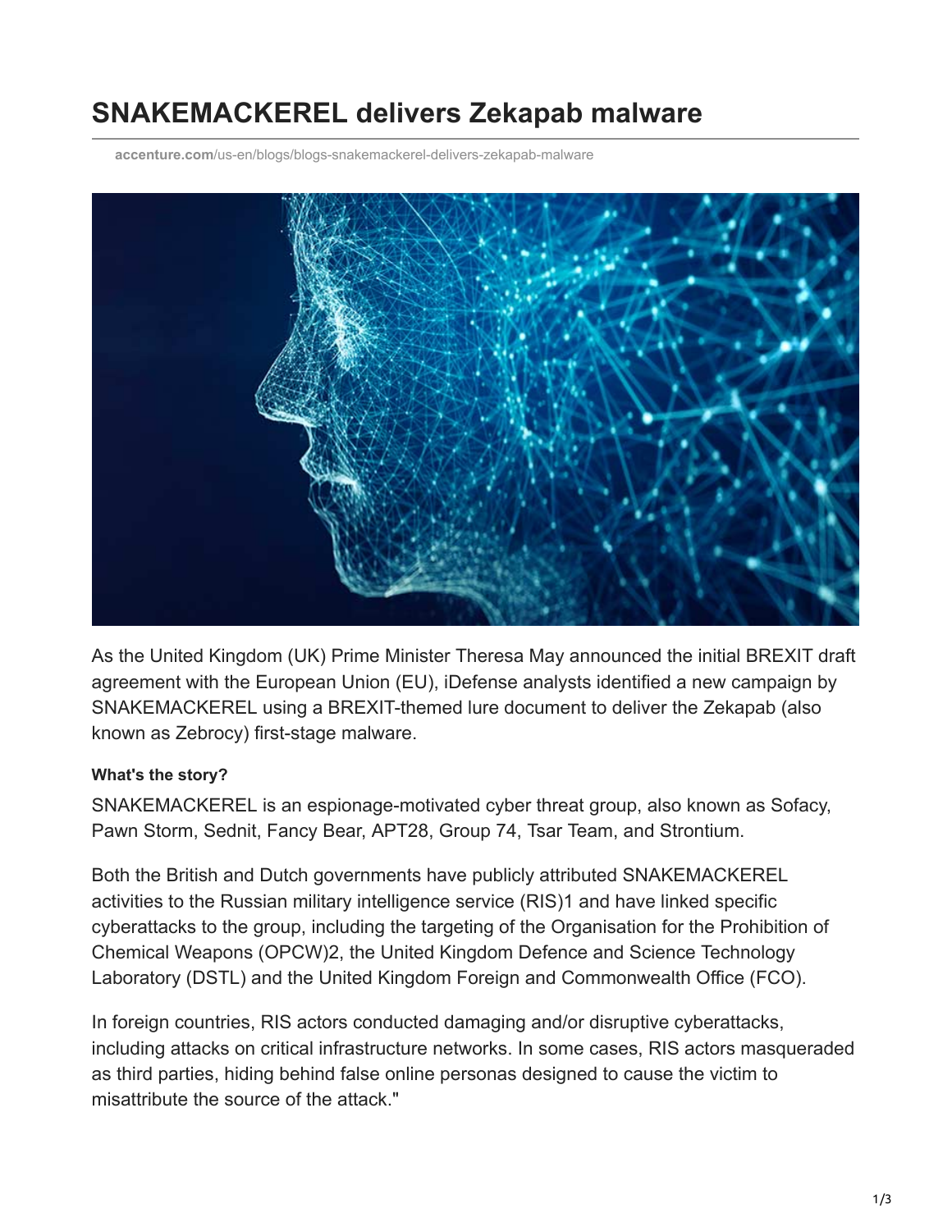# SNAKEMACKEREL delivers Zekapab malware

accenture.com/us-en/blogs/blogs-snakemackerel-delivers-zekapab-malware

As the United Kingdom (UK) Prime Minister Theresa May announced the initial BREXIT draft agreement with the European Union (EU), iDefense analysts identified a new campaign by SNAKEMACKEREL using a BREXIT-themed lure document to deliver the Zekapab (also known as Zebrocy) first-stage malware.

#### What's the story?

SNAKEMACKEREL is an espionage-motivated cyber threat group, also known as Sofacy, Pawn Storm, Sednit, Fancy Bear, APT28, Group 74, Tsar Team, and Strontium.

Both the British and Dutch governments have publicly attributed SNAKEMACKEREL activities to the Russian military intelligence service (RIS)1 and have linked specific cyberattacks to the group, including the targeting of the Organisation for the Prohibition of Chemical Weapons (OPCW)2, the United Kingdom Defence and Science Technology Laboratory (DSTL) and the United Kingdom Foreign and Commonwealth Office (FCO).

In foreign countries, RIS actors conducted damaging and/or disruptive cyberattacks, including attacks on critical infrastructure networks. In some cases, RIS actors masqueraded as third parties, hiding behind false online personas designed to cause the victim to misattribute the source of the attack."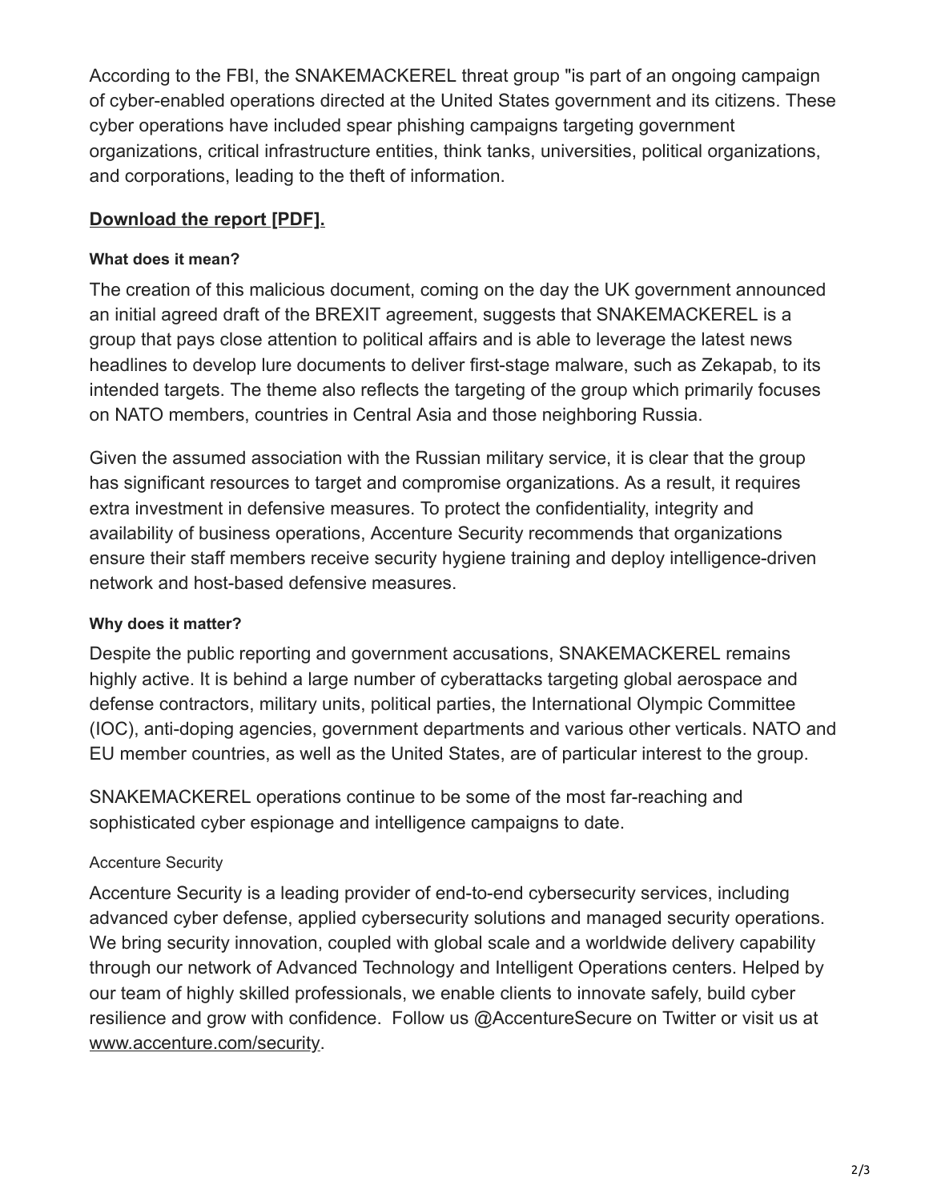According to the FBI, the SNAKEMACKEREL threat group "is part of an ongoing campaign of cyber-enabled operations directed at the United States government and its citizens. These cyber operations have included spear phishing campaigns targeting government organizations, critical infrastructure entities, think tanks, universities, political organizations, and corporations, leading to the theft of information.

**Download the report [PDF].**

#### What does it mean?

The creation of this malicious document, coming on the day the UK government announced an initial agreed draft of the BREXIT agreement, suggests that SNAKEMACKEREL is a group that pays close attention to political affairs and is able to leverage the latest news headlines to develop lure documents to deliver first-stage malware, such as Zekapab, to its intended targets. The theme also reflects the targeting of the group which primarily focuses on NATO members, countries in Central Asia and those neighboring Russia.

Given the assumed association with the Russian military service, it is clear that the group has significant resources to target and compromise organizations. As a result, it requires extra investment in defensive measures. To protect the confidentiality, integrity and availability of business operations, Accenture Security recommends that organizations ensure their staff members receive security hygiene training and deploy intelligence-driven network and host-based defensive measures.

#### Why does it matter?

Despite the public reporting and government accusations, SNAKEMACKEREL remains highly active. It is behind a large number of cyberattacks targeting global aerospace and defense contractors, military units, political parties, the International Olympic Committee (IOC), anti-doping agencies, government departments and various other verticals. NATO and EU member countries, as well as the United States, are of particular interest to the group.

SNAKEMACKEREL operations continue to be some of the most far-reaching and sophisticated cyber espionage and intelligence campaigns to date.

Accenture Security

Accenture Security is a leading provider of end-to-end cybersecurity services, including advanced cyber defense, applied cybersecurity solutions and managed security operations. We bring security innovation, coupled with global scale and a worldwide delivery capability through our network of Advanced Technology and Intelligent Operations centers. Helped by our team of highly skilled professionals, we enable clients to innovate safely, build cyber resilience and grow with confidence. Follow us @AccentureSecure on Twitter or visit us at www.accenture.com/security.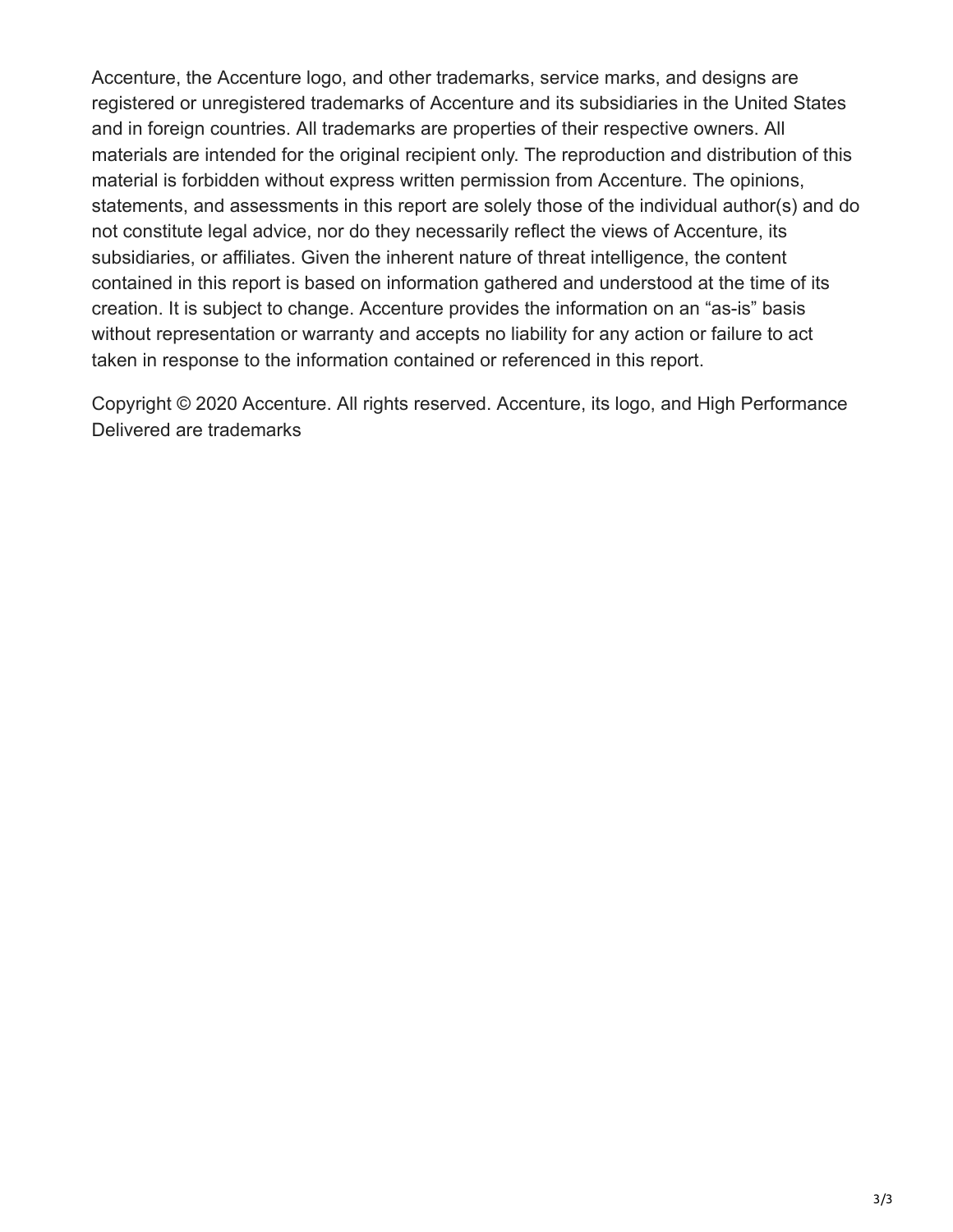Accenture, the Accenture logo, and other trademarks, service marks, and designs are registered or unregistered trademarks of Accenture and its subsidiaries in the United States and in foreign countries. All trademarks are properties of their respective owners. All materials are intended for the original recipient only. The reproduction and distribution of this material is forbidden without express written permission from Accenture. The opinions, statements, and assessments in this report are solely those of the individual author(s) and do not constitute legal advice, nor do they necessarily reflect the views of Accenture, its subsidiaries, or affiliates. Given the inherent nature of threat intelligence, the content contained in this report is based on information gathered and understood at the time of its creation. It is subject to change. Accenture provides the information on an "as-is" basis without representation or warranty and accepts no liability for any action or failure to act taken in response to the information contained or referenced in this report.

Copyright © 2020 Accenture. All rights reserved. Accenture, its logo, and High Performance Delivered are trademarks